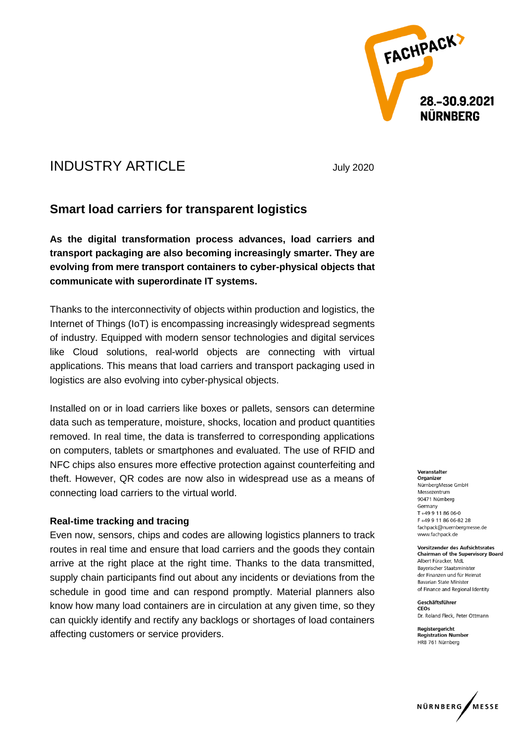FACHPACK

28.–30.9.2021
NÜRNBERG

# INDUSTRY ARTICLE

July 2020

## Smart load carriers for transparent logistics

**As the digital transformation process advances, load carriers and transport packaging are also becoming increasingly smarter. They are evolving from mere transport containers to cyber-physical objects that communicate with superordinate IT systems.**

Thanks to the interconnectivity of objects within production and logistics, the Internet of Things (IoT) is encompassing increasingly widespread segments of industry. Equipped with modern sensor technologies and digital services like Cloud solutions, real-world objects are connecting with virtual applications. This means that load carriers and transport packaging used in logistics are also evolving into cyber-physical objects.

Installed on or in load carriers like boxes or pallets, sensors can determine data such as temperature, moisture, shocks, location and product quantities removed. In real time, the data is transferred to corresponding applications on computers, tablets or smartphones and evaluated. The use of RFID and NFC chips also ensures more effective protection against counterfeiting and theft. However, QR codes are now also in widespread use as a means of connecting load carriers to the virtual world.

### Real-time tracking and tracing

Even now, sensors, chips and codes are allowing logistics planners to track routes in real time and ensure that load carriers and the goods they contain arrive at the right place at the right time. Thanks to the data transmitted, supply chain participants find out about any incidents or deviations from the schedule in good time and can respond promptly. Material planners also know how many load containers are in circulation at any given time, so they can quickly identify and rectify any backlogs or shortages of load containers affecting customers or service providers.

**Veranstalter**
**Organizer**
NürnbergMesse GmbH
Messezentrum
90471 Nürnberg
Germany
T +49 9 11 86 06-0
F +49 9 11 86 06-82 28
fachpack@nuernbergmesse.de
www.fachpack.de

**Vorsitzender des Aufsichtsrates**
**Chairman of the Supervisory Board**
Albert Füracker, MdL
Bayerischer Staatsminister
der Finanzen und für Heimat
Bavarian State Minister
of Finance and Regional Identity

**Geschäftsführer**
**CEOs**
Dr. Roland Fleck, Peter Ottmann

**Registergericht**
**Registration Number**
HRB 761 Nürnberg

NÜRNBERG MESSE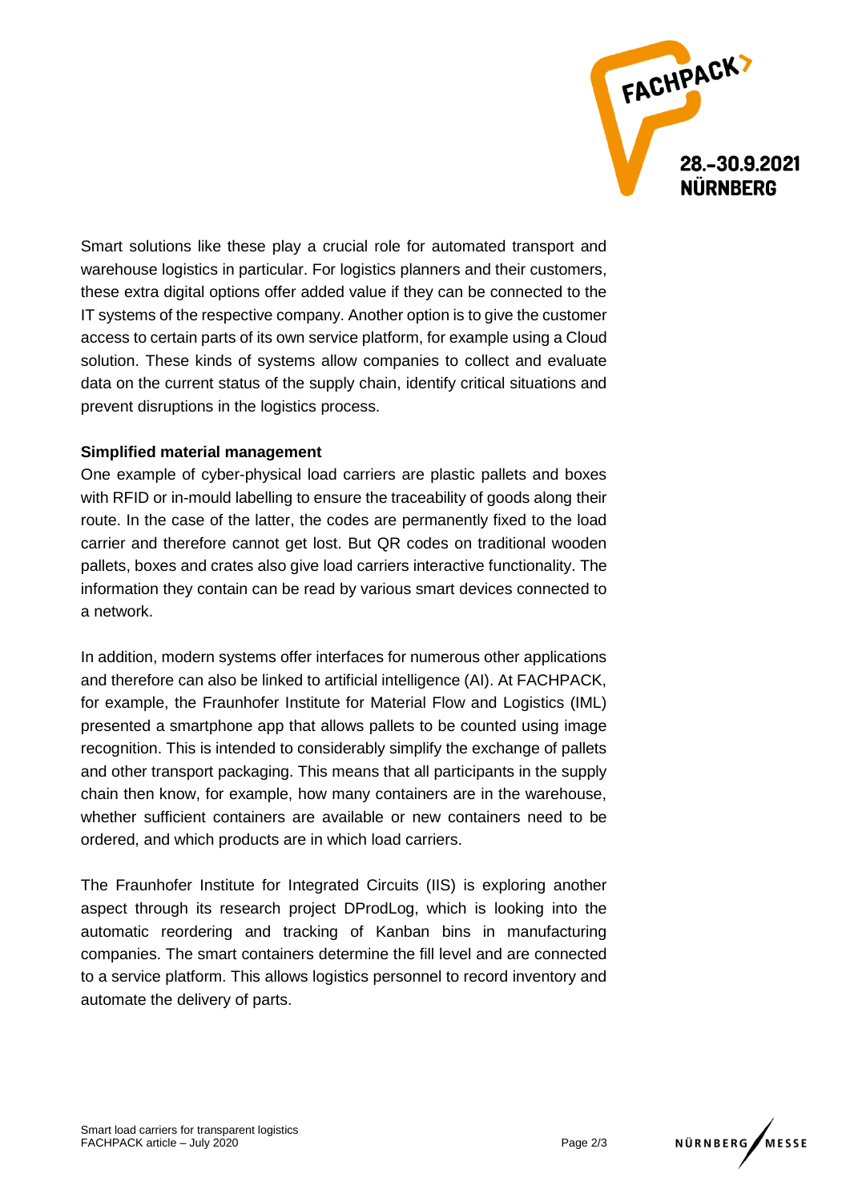Smart solutions like these play a crucial role for automated transport and warehouse logistics in particular. For logistics planners and their customers, these extra digital options offer added value if they can be connected to the IT systems of the respective company. Another option is to give the customer access to certain parts of its own service platform, for example using a Cloud solution. These kinds of systems allow companies to collect and evaluate data on the current status of the supply chain, identify critical situations and prevent disruptions in the logistics process.

**Simplified material management**

One example of cyber-physical load carriers are plastic pallets and boxes with RFID or in-mould labelling to ensure the traceability of goods along their route. In the case of the latter, the codes are permanently fixed to the load carrier and therefore cannot get lost. But QR codes on traditional wooden pallets, boxes and crates also give load carriers interactive functionality. The information they contain can be read by various smart devices connected to a network.

In addition, modern systems offer interfaces for numerous other applications and therefore can also be linked to artificial intelligence (AI). At FACHPACK, for example, the Fraunhofer Institute for Material Flow and Logistics (IML) presented a smartphone app that allows pallets to be counted using image recognition. This is intended to considerably simplify the exchange of pallets and other transport packaging. This means that all participants in the supply chain then know, for example, how many containers are in the warehouse, whether sufficient containers are available or new containers need to be ordered, and which products are in which load carriers.

The Fraunhofer Institute for Integrated Circuits (IIS) is exploring another aspect through its research project DProdLog, which is looking into the automatic reordering and tracking of Kanban bins in manufacturing companies. The smart containers determine the fill level and are connected to a service platform. This allows logistics personnel to record inventory and automate the delivery of parts.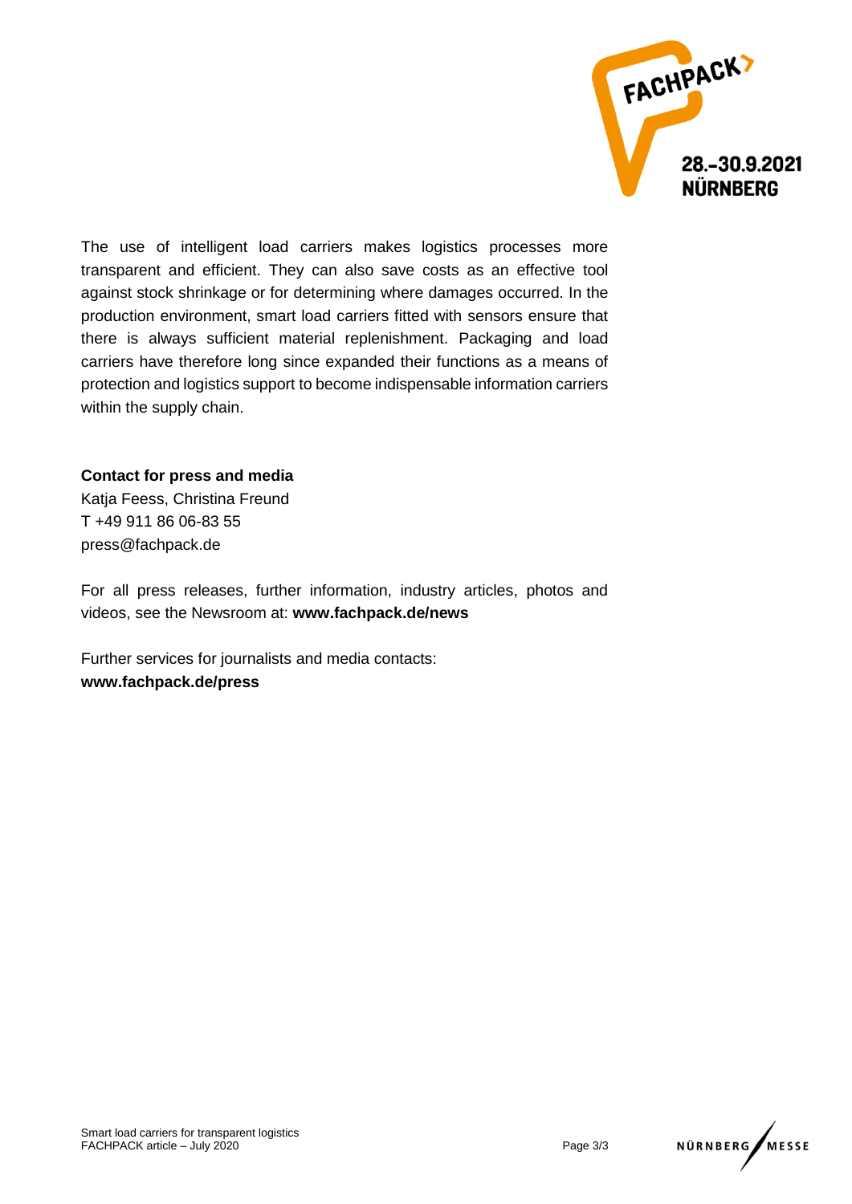The use of intelligent load carriers makes logistics processes more transparent and efficient. They can also save costs as an effective tool against stock shrinkage or for determining where damages occurred. In the production environment, smart load carriers fitted with sensors ensure that there is always sufficient material replenishment. Packaging and load carriers have therefore long since expanded their functions as a means of protection and logistics support to become indispensable information carriers within the supply chain.

**Contact for press and media**
Katja Feess, Christina Freund
T +49 911 86 06-83 55
press@fachpack.de

For all press releases, further information, industry articles, photos and videos, see the Newsroom at: **www.fachpack.de/news**

Further services for journalists and media contacts:
**www.fachpack.de/press**